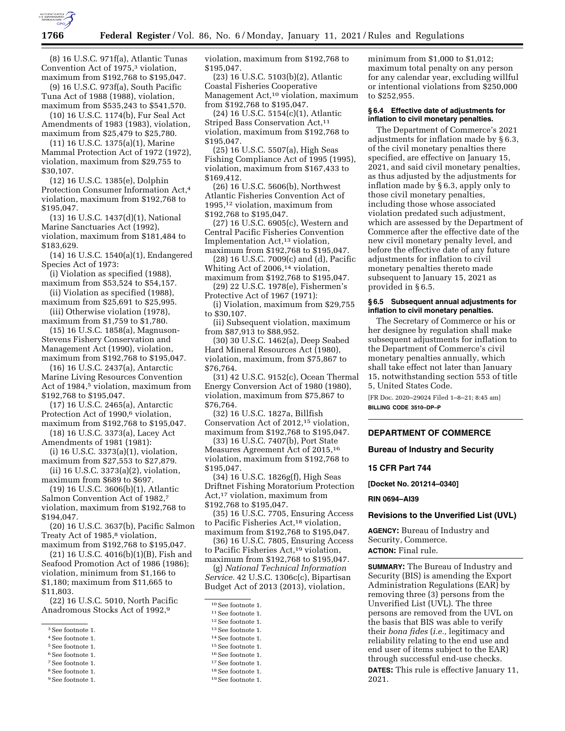(8) 16 U.S.C. 971f(a), Atlantic Tunas Convention Act of 1975,[3] violation, maximum from $192,768 to $195,047.

(9) 16 U.S.C. 973f(a), South Pacific Tuna Act of 1988 (1988), violation, maximum from $535,243 to $541,570.

(10) 16 U.S.C. 1174(b), Fur Seal Act Amendments of 1983 (1983), violation, maximum from $25,479 to $25,780.

(11) 16 U.S.C. 1375(a)(1), Marine Mammal Protection Act of 1972 (1972), violation, maximum from $29,755 to $30,107.

(12) 16 U.S.C. 1385(e), Dolphin Protection Consumer Information Act,[4] violation, maximum from $192,768 to $195,047.

(13) 16 U.S.C. 1437(d)(1), National Marine Sanctuaries Act (1992), violation, maximum from $181,484 to $183,629.

(14) 16 U.S.C. 1540(a)(1), Endangered Species Act of 1973:

(i) Violation as specified (1988), maximum from $53,524 to $54,157.

(ii) Violation as specified (1988), maximum from $25,691 to $25,995.

(iii) Otherwise violation (1978), maximum from $1,759 to $1,780.

(15) 16 U.S.C. 1858(a), Magnuson-Stevens Fishery Conservation and Management Act (1990), violation, maximum from $192,768 to $195,047.

(16) 16 U.S.C. 2437(a), Antarctic Marine Living Resources Convention Act of 1984,[5] violation, maximum from $192,768 to $195,047.

(17) 16 U.S.C. 2465(a), Antarctic Protection Act of 1990,[6] violation, maximum from $192,768 to $195,047.

(18) 16 U.S.C. 3373(a), Lacey Act Amendments of 1981 (1981):

(i) 16 U.S.C. 3373(a)(1), violation, maximum from $27,553 to $27,879.

(ii) 16 U.S.C. 3373(a)(2), violation, maximum from $689 to $697.

(19) 16 U.S.C. 3606(b)(1), Atlantic Salmon Convention Act of 1982,[7] violation, maximum from $192,768 to $194,047.

(20) 16 U.S.C. 3637(b), Pacific Salmon Treaty Act of 1985,[8] violation, maximum from $192,768 to $195,047.

(21) 16 U.S.C. 4016(b)(1)(B), Fish and Seafood Promotion Act of 1986 (1986); violation, minimum from $1,166 to $1,180; maximum from $11,665 to $11,803.

(22) 16 U.S.C. 5010, North Pacific Anadromous Stocks Act of 1992,[9] violation, maximum from $192,768 to $195,047.

(23) 16 U.S.C. 5103(b)(2), Atlantic Coastal Fisheries Cooperative Management Act,[10] violation, maximum from $192,768 to $195,047.

(24) 16 U.S.C. 5154(c)(1), Atlantic Striped Bass Conservation Act,[11] violation, maximum from $192,768 to $195,047.

(25) 16 U.S.C. 5507(a), High Seas Fishing Compliance Act of 1995 (1995), violation, maximum from $167,433 to $169,412.

(26) 16 U.S.C. 5606(b), Northwest Atlantic Fisheries Convention Act of 1995,[12] violation, maximum from $192,768 to $195,047.

(27) 16 U.S.C. 6905(c), Western and Central Pacific Fisheries Convention Implementation Act,[13] violation, maximum from $192,768 to $195,047.

(28) 16 U.S.C. 7009(c) and (d), Pacific Whiting Act of 2006,[14] violation, maximum from $192,768 to $195,047.

(29) 22 U.S.C. 1978(e), Fishermen's Protective Act of 1967 (1971):

(i) Violation, maximum from $29,755 to $30,107.

(ii) Subsequent violation, maximum from $87,913 to $88,952.

(30) 30 U.S.C. 1462(a), Deep Seabed Hard Mineral Resources Act (1980), violation, maximum, from $75,867 to $76,764.

(31) 42 U.S.C. 9152(c), Ocean Thermal Energy Conversion Act of 1980 (1980), violation, maximum from $75,867 to $76,764.

(32) 16 U.S.C. 1827a, Billfish Conservation Act of 2012,[15] violation, maximum from $192,768 to $195,047.

(33) 16 U.S.C. 7407(b), Port State Measures Agreement Act of 2015,[16] violation, maximum from $192,768 to $195,047.

(34) 16 U.S.C. 1826g(f), High Seas Driftnet Fishing Moratorium Protection Act,[17] violation, maximum from $192,768 to $195,047.

(35) 16 U.S.C. 7705, Ensuring Access to Pacific Fisheries Act,[18] violation, maximum from $192,768 to $195,047.

(36) 16 U.S.C. 7805, Ensuring Access to Pacific Fisheries Act,[19] violation, maximum from $192,768 to $195,047.

(g) *National Technical Information Service.* 42 U.S.C. 1306c(c), Bipartisan Budget Act of 2013 (2013), violation, minimum from $1,000 to $1,012; maximum total penalty on any person for any calendar year, excluding willful or intentional violations from $250,000 to $252,955.

### § 6.4 Effective date of adjustments for inflation to civil monetary penalties.

The Department of Commerce's 2021 adjustments for inflation made by § 6.3, of the civil monetary penalties there specified, are effective on January 15, 2021, and said civil monetary penalties, as thus adjusted by the adjustments for inflation made by § 6.3, apply only to those civil monetary penalties, including those whose associated violation predated such adjustment, which are assessed by the Department of Commerce after the effective date of the new civil monetary penalty level, and before the effective date of any future adjustments for inflation to civil monetary penalties thereto made subsequent to January 15, 2021 as provided in § 6.5.

### § 6.5 Subsequent annual adjustments for inflation to civil monetary penalties.

The Secretary of Commerce or his or her designee by regulation shall make subsequent adjustments for inflation to the Department of Commerce's civil monetary penalties annually, which shall take effect not later than January 15, notwithstanding section 553 of title 5, United States Code.

[FR Doc. 2020–29024 Filed 1–8–21; 8:45 am]

**BILLING CODE 3510–DP–P**

[3] See footnote 1.
[4] See footnote 1.
[5] See footnote 1.
[6] See footnote 1.
[7] See footnote 1.
[8] See footnote 1.
[9] See footnote 1.
[10] See footnote 1.
[11] See footnote 1.
[12] See footnote 1.
[13] See footnote 1.
[14] See footnote 1.
[15] See footnote 1.
[16] See footnote 1.
[17] See footnote 1.
[18] See footnote 1.
[19] See footnote 1.

---

## DEPARTMENT OF COMMERCE

## Bureau of Industry and Security

## 15 CFR Part 744

**[Docket No. 201214–0340]**

**RIN 0694–AI39**

## Revisions to the Unverified List (UVL)

**AGENCY:** Bureau of Industry and Security, Commerce.

**ACTION:** Final rule.

**SUMMARY:** The Bureau of Industry and Security (BIS) is amending the Export Administration Regulations (EAR) by removing three (3) persons from the Unverified List (UVL). The three persons are removed from the UVL on the basis that BIS was able to verify their *bona fides* (*i.e.,* legitimacy and reliability relating to the end use and end user of items subject to the EAR) through successful end-use checks.

**DATES:** This rule is effective January 11, 2021.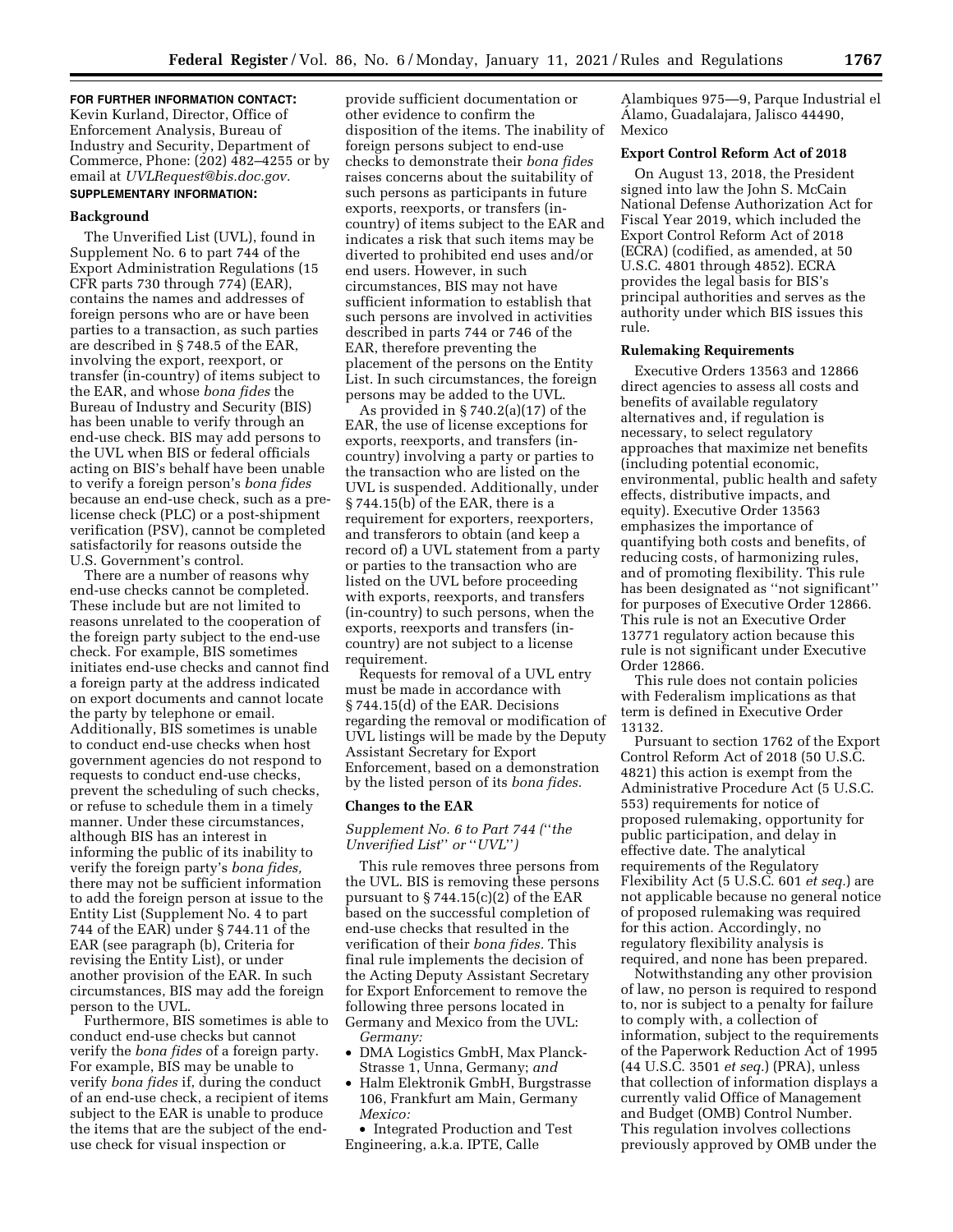**FOR FURTHER INFORMATION CONTACT:** Kevin Kurland, Director, Office of Enforcement Analysis, Bureau of Industry and Security, Department of Commerce, Phone: (202) 482–4255 or by email at *UVLRequest@bis.doc.gov.*

**SUPPLEMENTARY INFORMATION:**

**Background**

The Unverified List (UVL), found in Supplement No. 6 to part 744 of the Export Administration Regulations (15 CFR parts 730 through 774) (EAR), contains the names and addresses of foreign persons who are or have been parties to a transaction, as such parties are described in § 748.5 of the EAR, involving the export, reexport, or transfer (in-country) of items subject to the EAR, and whose *bona fides* the Bureau of Industry and Security (BIS) has been unable to verify through an end-use check. BIS may add persons to the UVL when BIS or federal officials acting on BIS's behalf have been unable to verify a foreign person's *bona fides* because an end-use check, such as a pre-license check (PLC) or a post-shipment verification (PSV), cannot be completed satisfactorily for reasons outside the U.S. Government's control.

There are a number of reasons why end-use checks cannot be completed. These include but are not limited to reasons unrelated to the cooperation of the foreign party subject to the end-use check. For example, BIS sometimes initiates end-use checks and cannot find a foreign party at the address indicated on export documents and cannot locate the party by telephone or email. Additionally, BIS sometimes is unable to conduct end-use checks when host government agencies do not respond to requests to conduct end-use checks, prevent the scheduling of such checks, or refuse to schedule them in a timely manner. Under these circumstances, although BIS has an interest in informing the public of its inability to verify the foreign party's *bona fides,* there may not be sufficient information to add the foreign person at issue to the Entity List (Supplement No. 4 to part 744 of the EAR) under § 744.11 of the EAR (see paragraph (b), Criteria for revising the Entity List), or under another provision of the EAR. In such circumstances, BIS may add the foreign person to the UVL.

Furthermore, BIS sometimes is able to conduct end-use checks but cannot verify the *bona fides* of a foreign party. For example, BIS may be unable to verify *bona fides* if, during the conduct of an end-use check, a recipient of items subject to the EAR is unable to produce the items that are the subject of the end-use check for visual inspection or provide sufficient documentation or other evidence to confirm the disposition of the items. The inability of foreign persons subject to end-use checks to demonstrate their *bona fides* raises concerns about the suitability of such persons as participants in future exports, reexports, or transfers (in-country) of items subject to the EAR and indicates a risk that such items may be diverted to prohibited end uses and/or end users. However, in such circumstances, BIS may not have sufficient information to establish that such persons are involved in activities described in parts 744 or 746 of the EAR, therefore preventing the placement of the persons on the Entity List. In such circumstances, the foreign persons may be added to the UVL.

As provided in § 740.2(a)(17) of the EAR, the use of license exceptions for exports, reexports, and transfers (in-country) involving a party or parties to the transaction who are listed on the UVL is suspended. Additionally, under § 744.15(b) of the EAR, there is a requirement for exporters, reexporters, and transferors to obtain (and keep a record of) a UVL statement from a party or parties to the transaction who are listed on the UVL before proceeding with exports, reexports, and transfers (in-country) to such persons, when the exports, reexports and transfers (in-country) are not subject to a license requirement.

Requests for removal of a UVL entry must be made in accordance with § 744.15(d) of the EAR. Decisions regarding the removal or modification of UVL listings will be made by the Deputy Assistant Secretary for Export Enforcement, based on a demonstration by the listed person of its *bona fides.*

**Changes to the EAR**

*Supplement No. 6 to Part 744 (''the Unverified List'' or ''UVL'')*

This rule removes three persons from the UVL. BIS is removing these persons pursuant to § 744.15(c)(2) of the EAR based on the successful completion of end-use checks that resulted in the verification of their *bona fides.* This final rule implements the decision of the Acting Deputy Assistant Secretary for Export Enforcement to remove the following three persons located in Germany and Mexico from the UVL:

*Germany:*

- DMA Logistics GmbH, Max Planck-Strasse 1, Unna, Germany; *and*
- Halm Elektronik GmbH, Burgstrasse 106, Frankfurt am Main, Germany

*Mexico:*

- Integrated Production and Test Engineering, a.k.a. IPTE, Calle Alambiques 975—9, Parque Industrial el Álamo, Guadalajara, Jalisco 44490, Mexico

**Export Control Reform Act of 2018**

On August 13, 2018, the President signed into law the John S. McCain National Defense Authorization Act for Fiscal Year 2019, which included the Export Control Reform Act of 2018 (ECRA) (codified, as amended, at 50 U.S.C. 4801 through 4852). ECRA provides the legal basis for BIS's principal authorities and serves as the authority under which BIS issues this rule.

**Rulemaking Requirements**

Executive Orders 13563 and 12866 direct agencies to assess all costs and benefits of available regulatory alternatives and, if regulation is necessary, to select regulatory approaches that maximize net benefits (including potential economic, environmental, public health and safety effects, distributive impacts, and equity). Executive Order 13563 emphasizes the importance of quantifying both costs and benefits, of reducing costs, of harmonizing rules, and of promoting flexibility. This rule has been designated as ''not significant'' for purposes of Executive Order 12866. This rule is not an Executive Order 13771 regulatory action because this rule is not significant under Executive Order 12866.

This rule does not contain policies with Federalism implications as that term is defined in Executive Order 13132.

Pursuant to section 1762 of the Export Control Reform Act of 2018 (50 U.S.C. 4821) this action is exempt from the Administrative Procedure Act (5 U.S.C. 553) requirements for notice of proposed rulemaking, opportunity for public participation, and delay in effective date. The analytical requirements of the Regulatory Flexibility Act (5 U.S.C. 601 *et seq.*) are not applicable because no general notice of proposed rulemaking was required for this action. Accordingly, no regulatory flexibility analysis is required, and none has been prepared.

Notwithstanding any other provision of law, no person is required to respond to, nor is subject to a penalty for failure to comply with, a collection of information, subject to the requirements of the Paperwork Reduction Act of 1995 (44 U.S.C. 3501 *et seq.*) (PRA), unless that collection of information displays a currently valid Office of Management and Budget (OMB) Control Number. This regulation involves collections previously approved by OMB under the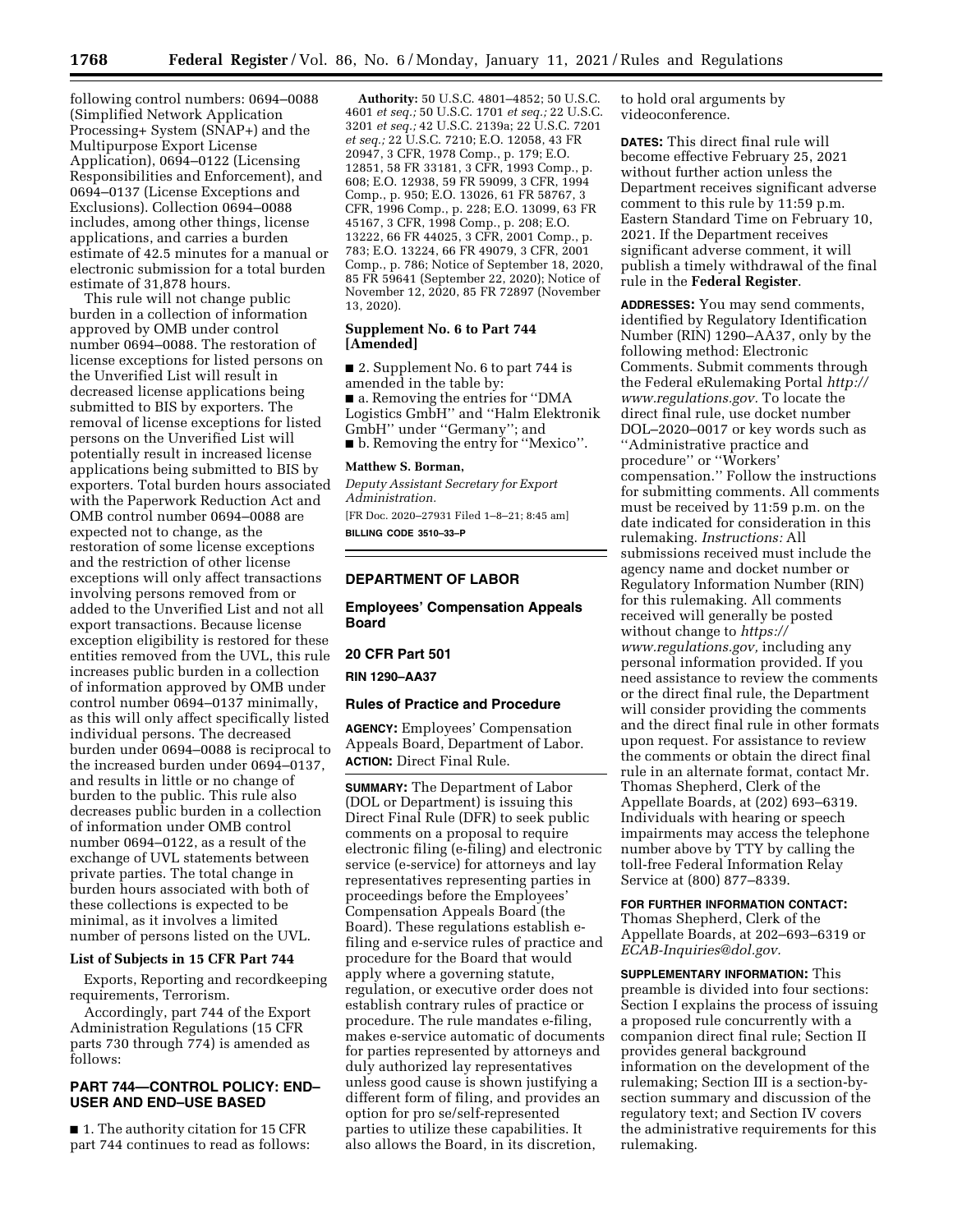following control numbers: 0694–0088 (Simplified Network Application Processing+ System (SNAP+) and the Multipurpose Export License Application), 0694–0122 (Licensing Responsibilities and Enforcement), and 0694–0137 (License Exceptions and Exclusions). Collection 0694–0088 includes, among other things, license applications, and carries a burden estimate of 42.5 minutes for a manual or electronic submission for a total burden estimate of 31,878 hours.

This rule will not change public burden in a collection of information approved by OMB under control number 0694–0088. The restoration of license exceptions for listed persons on the Unverified List will result in decreased license applications being submitted to BIS by exporters. The removal of license exceptions for listed persons on the Unverified List will potentially result in increased license applications being submitted to BIS by exporters. Total burden hours associated with the Paperwork Reduction Act and OMB control number 0694–0088 are expected not to change, as the restoration of some license exceptions and the restriction of other license exceptions will only affect transactions involving persons removed from or added to the Unverified List and not all export transactions. Because license exception eligibility is restored for these entities removed from the UVL, this rule increases public burden in a collection of information approved by OMB under control number 0694–0137 minimally, as this will only affect specifically listed individual persons. The decreased burden under 0694–0088 is reciprocal to the increased burden under 0694–0137, and results in little or no change of burden to the public. This rule also decreases public burden in a collection of information under OMB control number 0694–0122, as a result of the exchange of UVL statements between private parties. The total change in burden hours associated with both of these collections is expected to be minimal, as it involves a limited number of persons listed on the UVL.

### List of Subjects in 15 CFR Part 744

Exports, Reporting and recordkeeping requirements, Terrorism.

Accordingly, part 744 of the Export Administration Regulations (15 CFR parts 730 through 774) is amended as follows:

## PART 744—CONTROL POLICY: END–USER AND END–USE BASED

■ 1. The authority citation for 15 CFR part 744 continues to read as follows:

**Authority:** 50 U.S.C. 4801–4852; 50 U.S.C. 4601 *et seq.;* 50 U.S.C. 1701 *et seq.;* 22 U.S.C. 3201 *et seq.;* 42 U.S.C. 2139a; 22 U.S.C. 7201 *et seq.;* 22 U.S.C. 7210; E.O. 12058, 43 FR 20947, 3 CFR, 1978 Comp., p. 179; E.O. 12851, 58 FR 33181, 3 CFR, 1993 Comp., p. 608; E.O. 12938, 59 FR 59099, 3 CFR, 1994 Comp., p. 950; E.O. 13026, 61 FR 58767, 3 CFR, 1996 Comp., p. 228; E.O. 13099, 63 FR 45167, 3 CFR, 1998 Comp., p. 208; E.O. 13222, 66 FR 44025, 3 CFR, 2001 Comp., p. 783; E.O. 13224, 66 FR 49079, 3 CFR, 2001 Comp., p. 786; Notice of September 18, 2020, 85 FR 59641 (September 22, 2020); Notice of November 12, 2020, 85 FR 72897 (November 13, 2020).

### Supplement No. 6 to Part 744 [Amended]

■ 2. Supplement No. 6 to part 744 is amended in the table by:

■ a. Removing the entries for ''DMA Logistics GmbH'' and ''Halm Elektronik GmbH'' under ''Germany''; and

■ b. Removing the entry for ''Mexico''.

**Matthew S. Borman,**

*Deputy Assistant Secretary for Export Administration.*

[FR Doc. 2020–27931 Filed 1–8–21; 8:45 am]

**BILLING CODE 3510–33–P**

## DEPARTMENT OF LABOR

### Employees' Compensation Appeals Board

### 20 CFR Part 501

**RIN 1290–AA37**

### Rules of Practice and Procedure

**AGENCY:** Employees' Compensation Appeals Board, Department of Labor.

**ACTION:** Direct Final Rule.

**SUMMARY:** The Department of Labor (DOL or Department) is issuing this Direct Final Rule (DFR) to seek public comments on a proposal to require electronic filing (e-filing) and electronic service (e-service) for attorneys and lay representatives representing parties in proceedings before the Employees' Compensation Appeals Board (the Board). These regulations establish e-filing and e-service rules of practice and procedure for the Board that would apply where a governing statute, regulation, or executive order does not establish contrary rules of practice or procedure. The rule mandates e-filing, makes e-service automatic of documents for parties represented by attorneys and duly authorized lay representatives unless good cause is shown justifying a different form of filing, and provides an option for pro se/self-represented parties to utilize these capabilities. It also allows the Board, in its discretion, to hold oral arguments by videoconference.

**DATES:** This direct final rule will become effective February 25, 2021 without further action unless the Department receives significant adverse comment to this rule by 11:59 p.m. Eastern Standard Time on February 10, 2021. If the Department receives significant adverse comment, it will publish a timely withdrawal of the final rule in the **Federal Register**.

**ADDRESSES:** You may send comments, identified by Regulatory Identification Number (RIN) 1290–AA37, only by the following method: Electronic Comments. Submit comments through the Federal eRulemaking Portal *http://www.regulations.gov.* To locate the direct final rule, use docket number DOL–2020–0017 or key words such as ''Administrative practice and procedure'' or ''Workers' compensation.'' Follow the instructions for submitting comments. All comments must be received by 11:59 p.m. on the date indicated for consideration in this rulemaking. *Instructions:* All submissions received must include the agency name and docket number or Regulatory Information Number (RIN) for this rulemaking. All comments received will generally be posted without change to *https://www.regulations.gov,* including any personal information provided. If you need assistance to review the comments or the direct final rule, the Department will consider providing the comments and the direct final rule in other formats upon request. For assistance to review the comments or obtain the direct final rule in an alternate format, contact Mr. Thomas Shepherd, Clerk of the Appellate Boards, at (202) 693–6319. Individuals with hearing or speech impairments may access the telephone number above by TTY by calling the toll-free Federal Information Relay Service at (800) 877–8339.

**FOR FURTHER INFORMATION CONTACT:** Thomas Shepherd, Clerk of the Appellate Boards, at 202–693–6319 or *ECAB-Inquiries@dol.gov.*

**SUPPLEMENTARY INFORMATION:** This preamble is divided into four sections: Section I explains the process of issuing a proposed rule concurrently with a companion direct final rule; Section II provides general background information on the development of the rulemaking; Section III is a section-by-section summary and discussion of the regulatory text; and Section IV covers the administrative requirements for this rulemaking.